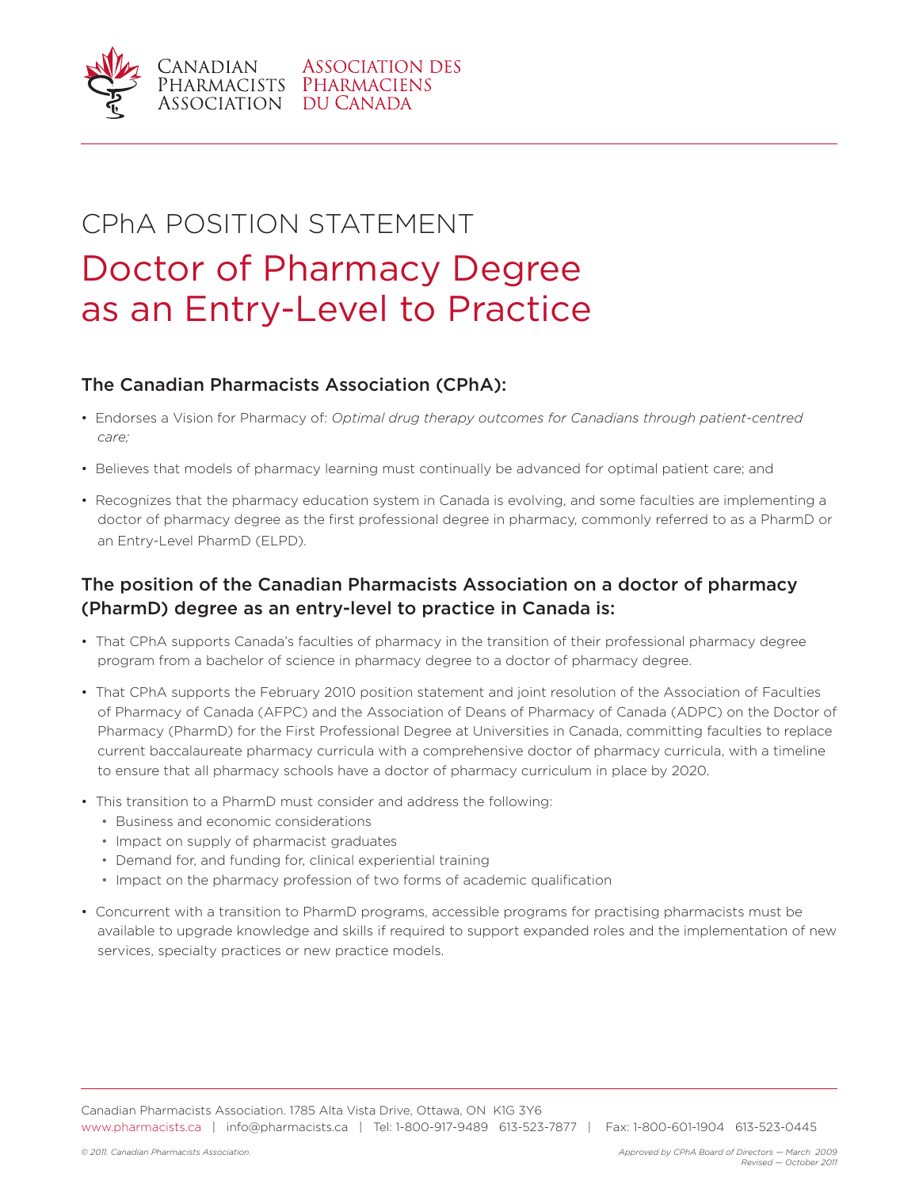Canadian Pharmacists Association | Association des Pharmaciens du Canada

# CPhA POSITION STATEMENT

# Doctor of Pharmacy Degree as an Entry-Level to Practice

## The Canadian Pharmacists Association (CPhA):

- Endorses a Vision for Pharmacy of: *Optimal drug therapy outcomes for Canadians through patient-centred care;*
- Believes that models of pharmacy learning must continually be advanced for optimal patient care; and
- Recognizes that the pharmacy education system in Canada is evolving, and some faculties are implementing a doctor of pharmacy degree as the first professional degree in pharmacy, commonly referred to as a PharmD or an Entry-Level PharmD (ELPD).

## The position of the Canadian Pharmacists Association on a doctor of pharmacy (PharmD) degree as an entry-level to practice in Canada is:

- That CPhA supports Canada's faculties of pharmacy in the transition of their professional pharmacy degree program from a bachelor of science in pharmacy degree to a doctor of pharmacy degree.
- That CPhA supports the February 2010 position statement and joint resolution of the Association of Faculties of Pharmacy of Canada (AFPC) and the Association of Deans of Pharmacy of Canada (ADPC) on the Doctor of Pharmacy (PharmD) for the First Professional Degree at Universities in Canada, committing faculties to replace current baccalaureate pharmacy curricula with a comprehensive doctor of pharmacy curricula, with a timeline to ensure that all pharmacy schools have a doctor of pharmacy curriculum in place by 2020.
- This transition to a PharmD must consider and address the following:
  - Business and economic considerations
  - Impact on supply of pharmacist graduates
  - Demand for, and funding for, clinical experiential training
  - Impact on the pharmacy profession of two forms of academic qualification
- Concurrent with a transition to PharmD programs, accessible programs for practising pharmacists must be available to upgrade knowledge and skills if required to support expanded roles and the implementation of new services, specialty practices or new practice models.

Canadian Pharmacists Association. 1785 Alta Vista Drive, Ottawa, ON K1G 3Y6
www.pharmacists.ca | info@pharmacists.ca | Tel: 1-800-917-9489 613-523-7877 | Fax: 1-800-601-1904 613-523-0445

*© 2011. Canadian Pharmacists Association.*

*Approved by CPhA Board of Directors — March 2009*
*Revised — October 2011*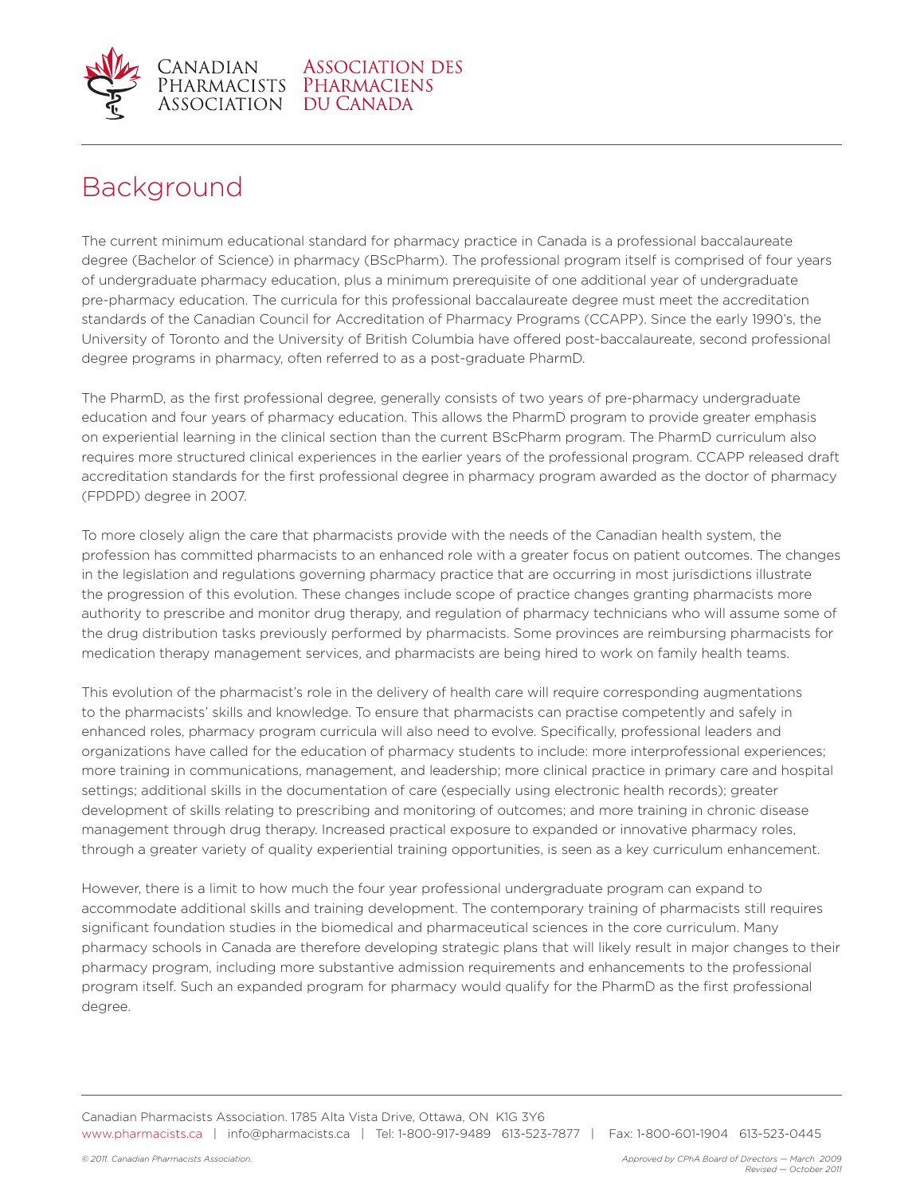# Background

The current minimum educational standard for pharmacy practice in Canada is a professional baccalaureate degree (Bachelor of Science) in pharmacy (BScPharm). The professional program itself is comprised of four years of undergraduate pharmacy education, plus a minimum prerequisite of one additional year of undergraduate pre-pharmacy education. The curricula for this professional baccalaureate degree must meet the accreditation standards of the Canadian Council for Accreditation of Pharmacy Programs (CCAPP). Since the early 1990's, the University of Toronto and the University of British Columbia have offered post-baccalaureate, second professional degree programs in pharmacy, often referred to as a post-graduate PharmD.

The PharmD, as the first professional degree, generally consists of two years of pre-pharmacy undergraduate education and four years of pharmacy education. This allows the PharmD program to provide greater emphasis on experiential learning in the clinical section than the current BScPharm program. The PharmD curriculum also requires more structured clinical experiences in the earlier years of the professional program. CCAPP released draft accreditation standards for the first professional degree in pharmacy program awarded as the doctor of pharmacy (FPDPD) degree in 2007.

To more closely align the care that pharmacists provide with the needs of the Canadian health system, the profession has committed pharmacists to an enhanced role with a greater focus on patient outcomes. The changes in the legislation and regulations governing pharmacy practice that are occurring in most jurisdictions illustrate the progression of this evolution. These changes include scope of practice changes granting pharmacists more authority to prescribe and monitor drug therapy, and regulation of pharmacy technicians who will assume some of the drug distribution tasks previously performed by pharmacists. Some provinces are reimbursing pharmacists for medication therapy management services, and pharmacists are being hired to work on family health teams.

This evolution of the pharmacist's role in the delivery of health care will require corresponding augmentations to the pharmacists' skills and knowledge. To ensure that pharmacists can practise competently and safely in enhanced roles, pharmacy program curricula will also need to evolve. Specifically, professional leaders and organizations have called for the education of pharmacy students to include: more interprofessional experiences; more training in communications, management, and leadership; more clinical practice in primary care and hospital settings; additional skills in the documentation of care (especially using electronic health records); greater development of skills relating to prescribing and monitoring of outcomes; and more training in chronic disease management through drug therapy. Increased practical exposure to expanded or innovative pharmacy roles, through a greater variety of quality experiential training opportunities, is seen as a key curriculum enhancement.

However, there is a limit to how much the four year professional undergraduate program can expand to accommodate additional skills and training development. The contemporary training of pharmacists still requires significant foundation studies in the biomedical and pharmaceutical sciences in the core curriculum. Many pharmacy schools in Canada are therefore developing strategic plans that will likely result in major changes to their pharmacy program, including more substantive admission requirements and enhancements to the professional program itself. Such an expanded program for pharmacy would qualify for the PharmD as the first professional degree.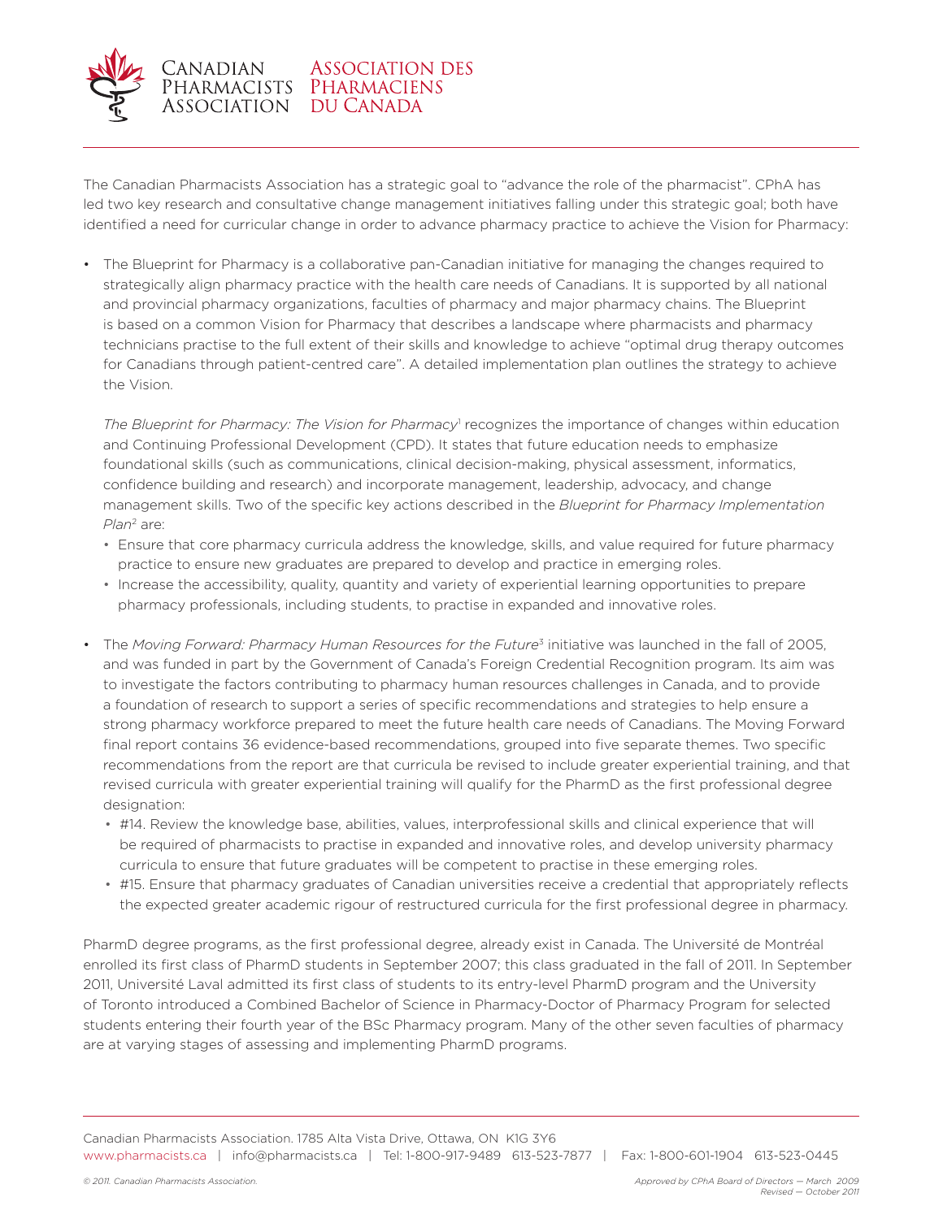The Canadian Pharmacists Association has a strategic goal to "advance the role of the pharmacist". CPhA has led two key research and consultative change management initiatives falling under this strategic goal; both have identified a need for curricular change in order to advance pharmacy practice to achieve the Vision for Pharmacy:

- The Blueprint for Pharmacy is a collaborative pan-Canadian initiative for managing the changes required to strategically align pharmacy practice with the health care needs of Canadians. It is supported by all national and provincial pharmacy organizations, faculties of pharmacy and major pharmacy chains. The Blueprint is based on a common Vision for Pharmacy that describes a landscape where pharmacists and pharmacy technicians practise to the full extent of their skills and knowledge to achieve "optimal drug therapy outcomes for Canadians through patient-centred care". A detailed implementation plan outlines the strategy to achieve the Vision.

  *The Blueprint for Pharmacy: The Vision for Pharmacy*[1] recognizes the importance of changes within education and Continuing Professional Development (CPD). It states that future education needs to emphasize foundational skills (such as communications, clinical decision-making, physical assessment, informatics, confidence building and research) and incorporate management, leadership, advocacy, and change management skills. Two of the specific key actions described in the *Blueprint for Pharmacy Implementation Plan*[2] are:
  - Ensure that core pharmacy curricula address the knowledge, skills, and value required for future pharmacy practice to ensure new graduates are prepared to develop and practice in emerging roles.
  - Increase the accessibility, quality, quantity and variety of experiential learning opportunities to prepare pharmacy professionals, including students, to practise in expanded and innovative roles.

- The *Moving Forward: Pharmacy Human Resources for the Future*[3] initiative was launched in the fall of 2005, and was funded in part by the Government of Canada's Foreign Credential Recognition program. Its aim was to investigate the factors contributing to pharmacy human resources challenges in Canada, and to provide a foundation of research to support a series of specific recommendations and strategies to help ensure a strong pharmacy workforce prepared to meet the future health care needs of Canadians. The Moving Forward final report contains 36 evidence-based recommendations, grouped into five separate themes. Two specific recommendations from the report are that curricula be revised to include greater experiential training, and that revised curricula with greater experiential training will qualify for the PharmD as the first professional degree designation:
  - #14. Review the knowledge base, abilities, values, interprofessional skills and clinical experience that will be required of pharmacists to practise in expanded and innovative roles, and develop university pharmacy curricula to ensure that future graduates will be competent to practise in these emerging roles.
  - #15. Ensure that pharmacy graduates of Canadian universities receive a credential that appropriately reflects the expected greater academic rigour of restructured curricula for the first professional degree in pharmacy.

PharmD degree programs, as the first professional degree, already exist in Canada. The Université de Montréal enrolled its first class of PharmD students in September 2007; this class graduated in the fall of 2011. In September 2011, Université Laval admitted its first class of students to its entry-level PharmD program and the University of Toronto introduced a Combined Bachelor of Science in Pharmacy-Doctor of Pharmacy Program for selected students entering their fourth year of the BSc Pharmacy program. Many of the other seven faculties of pharmacy are at varying stages of assessing and implementing PharmD programs.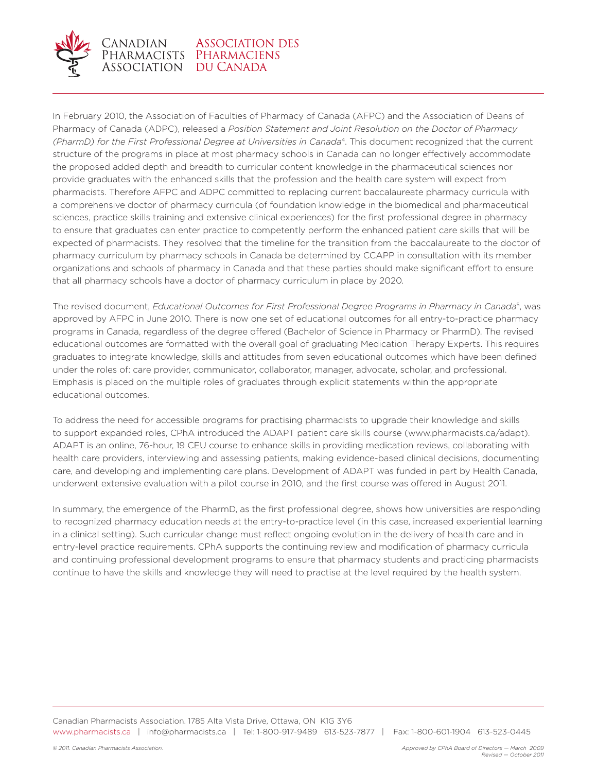In February 2010, the Association of Faculties of Pharmacy of Canada (AFPC) and the Association of Deans of Pharmacy of Canada (ADPC), released a *Position Statement and Joint Resolution on the Doctor of Pharmacy (PharmD) for the First Professional Degree at Universities in Canada*[4]. This document recognized that the current structure of the programs in place at most pharmacy schools in Canada can no longer effectively accommodate the proposed added depth and breadth to curricular content knowledge in the pharmaceutical sciences nor provide graduates with the enhanced skills that the profession and the health care system will expect from pharmacists. Therefore AFPC and ADPC committed to replacing current baccalaureate pharmacy curricula with a comprehensive doctor of pharmacy curricula (of foundation knowledge in the biomedical and pharmaceutical sciences, practice skills training and extensive clinical experiences) for the first professional degree in pharmacy to ensure that graduates can enter practice to competently perform the enhanced patient care skills that will be expected of pharmacists. They resolved that the timeline for the transition from the baccalaureate to the doctor of pharmacy curriculum by pharmacy schools in Canada be determined by CCAPP in consultation with its member organizations and schools of pharmacy in Canada and that these parties should make significant effort to ensure that all pharmacy schools have a doctor of pharmacy curriculum in place by 2020.

The revised document, *Educational Outcomes for First Professional Degree Programs in Pharmacy in Canada*[5], was approved by AFPC in June 2010. There is now one set of educational outcomes for all entry-to-practice pharmacy programs in Canada, regardless of the degree offered (Bachelor of Science in Pharmacy or PharmD). The revised educational outcomes are formatted with the overall goal of graduating Medication Therapy Experts. This requires graduates to integrate knowledge, skills and attitudes from seven educational outcomes which have been defined under the roles of: care provider, communicator, collaborator, manager, advocate, scholar, and professional. Emphasis is placed on the multiple roles of graduates through explicit statements within the appropriate educational outcomes.

To address the need for accessible programs for practising pharmacists to upgrade their knowledge and skills to support expanded roles, CPhA introduced the ADAPT patient care skills course (www.pharmacists.ca/adapt). ADAPT is an online, 76-hour, 19 CEU course to enhance skills in providing medication reviews, collaborating with health care providers, interviewing and assessing patients, making evidence-based clinical decisions, documenting care, and developing and implementing care plans. Development of ADAPT was funded in part by Health Canada, underwent extensive evaluation with a pilot course in 2010, and the first course was offered in August 2011.

In summary, the emergence of the PharmD, as the first professional degree, shows how universities are responding to recognized pharmacy education needs at the entry-to-practice level (in this case, increased experiential learning in a clinical setting). Such curricular change must reflect ongoing evolution in the delivery of health care and in entry-level practice requirements. CPhA supports the continuing review and modification of pharmacy curricula and continuing professional development programs to ensure that pharmacy students and practicing pharmacists continue to have the skills and knowledge they will need to practise at the level required by the health system.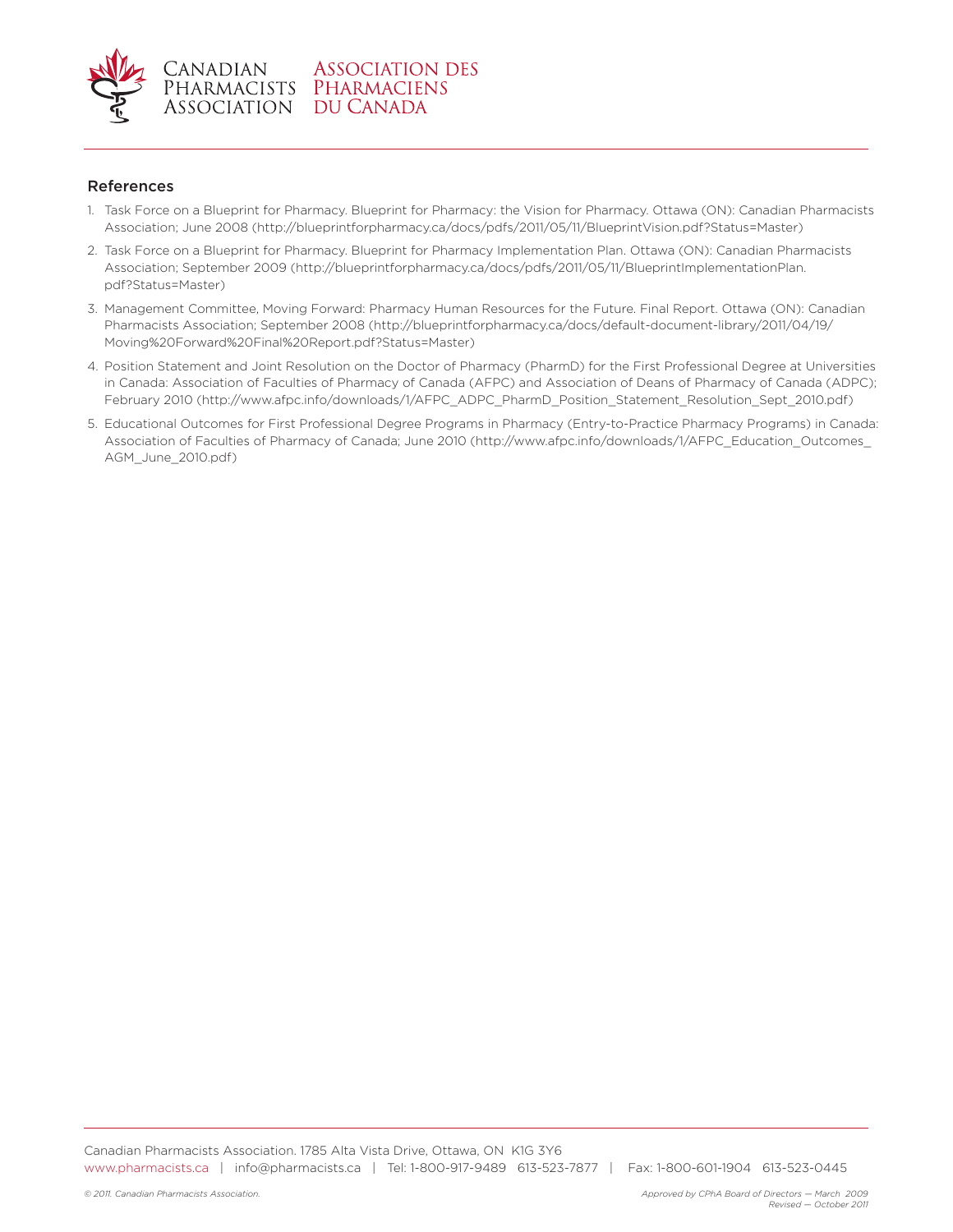## References

1. Task Force on a Blueprint for Pharmacy. Blueprint for Pharmacy: the Vision for Pharmacy. Ottawa (ON): Canadian Pharmacists Association; June 2008 (http://blueprintforpharmacy.ca/docs/pdfs/2011/05/11/BlueprintVision.pdf?Status=Master)
2. Task Force on a Blueprint for Pharmacy. Blueprint for Pharmacy Implementation Plan. Ottawa (ON): Canadian Pharmacists Association; September 2009 (http://blueprintforpharmacy.ca/docs/pdfs/2011/05/11/BlueprintImplementationPlan.pdf?Status=Master)
3. Management Committee, Moving Forward: Pharmacy Human Resources for the Future. Final Report. Ottawa (ON): Canadian Pharmacists Association; September 2008 (http://blueprintforpharmacy.ca/docs/default-document-library/2011/04/19/Moving%20Forward%20Final%20Report.pdf?Status=Master)
4. Position Statement and Joint Resolution on the Doctor of Pharmacy (PharmD) for the First Professional Degree at Universities in Canada: Association of Faculties of Pharmacy of Canada (AFPC) and Association of Deans of Pharmacy of Canada (ADPC); February 2010 (http://www.afpc.info/downloads/1/AFPC_ADPC_PharmD_Position_Statement_Resolution_Sept_2010.pdf)
5. Educational Outcomes for First Professional Degree Programs in Pharmacy (Entry-to-Practice Pharmacy Programs) in Canada: Association of Faculties of Pharmacy of Canada; June 2010 (http://www.afpc.info/downloads/1/AFPC_Education_Outcomes_AGM_June_2010.pdf)

Canadian Pharmacists Association. 1785 Alta Vista Drive, Ottawa, ON K1G 3Y6
www.pharmacists.ca | info@pharmacists.ca | Tel: 1-800-917-9489 613-523-7877 | Fax: 1-800-601-1904 613-523-0445

*© 2011. Canadian Pharmacists Association.*

*Approved by CPhA Board of Directors — March 2009*
*Revised — October 2011*